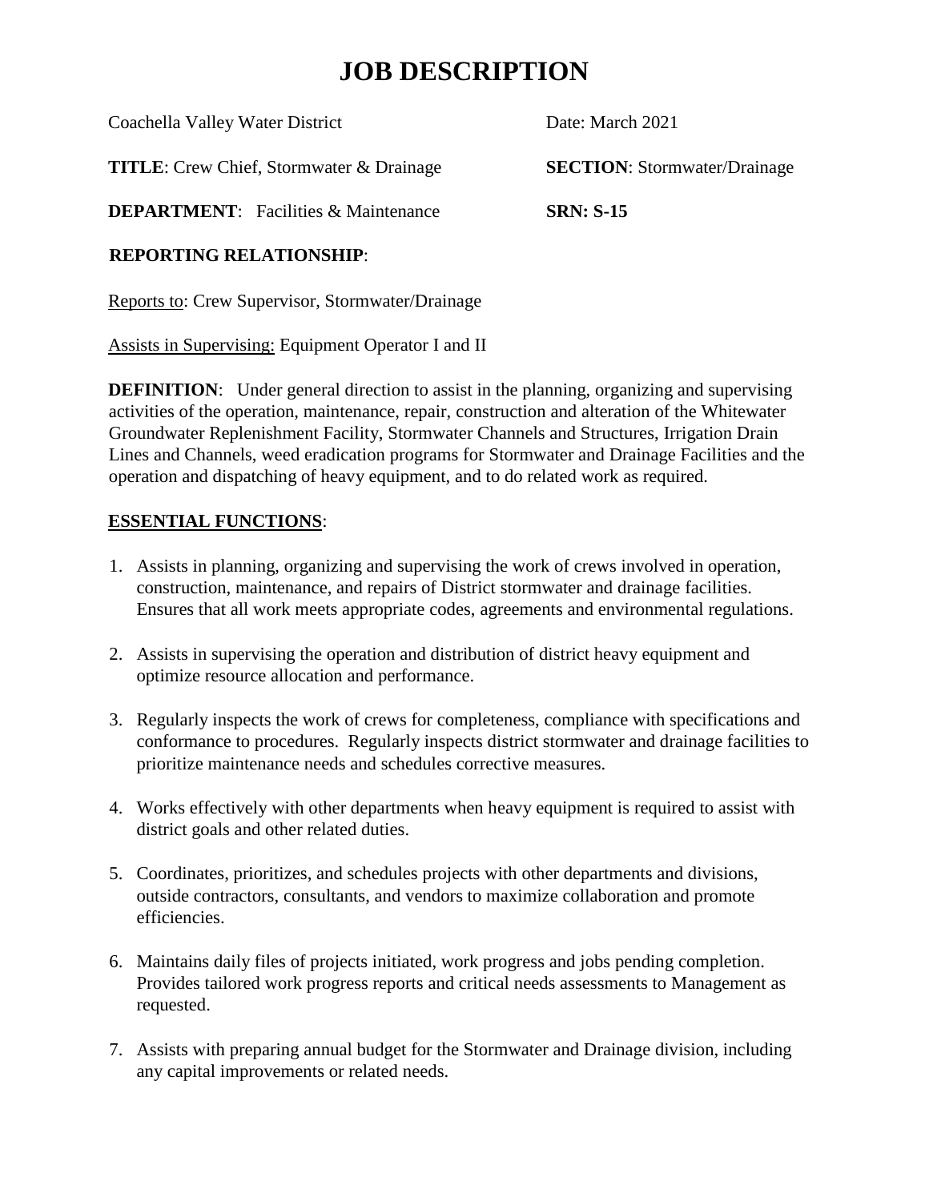# JOB DESCRIPTION

Coachella Valley Water District

Date: March 2021

**TITLE**: Crew Chief, Stormwater & Drainage

**SECTION**: Stormwater/Drainage

**DEPARTMENT**: Facilities & Maintenance

**SRN: S-15**

**REPORTING RELATIONSHIP**:

Reports to: Crew Supervisor, Stormwater/Drainage

Assists in Supervising: Equipment Operator I and II

**DEFINITION**: Under general direction to assist in the planning, organizing and supervising activities of the operation, maintenance, repair, construction and alteration of the Whitewater Groundwater Replenishment Facility, Stormwater Channels and Structures, Irrigation Drain Lines and Channels, weed eradication programs for Stormwater and Drainage Facilities and the operation and dispatching of heavy equipment, and to do related work as required.

## ESSENTIAL FUNCTIONS:

1. Assists in planning, organizing and supervising the work of crews involved in operation, construction, maintenance, and repairs of District stormwater and drainage facilities. Ensures that all work meets appropriate codes, agreements and environmental regulations.

2. Assists in supervising the operation and distribution of district heavy equipment and optimize resource allocation and performance.

3. Regularly inspects the work of crews for completeness, compliance with specifications and conformance to procedures. Regularly inspects district stormwater and drainage facilities to prioritize maintenance needs and schedules corrective measures.

4. Works effectively with other departments when heavy equipment is required to assist with district goals and other related duties.

5. Coordinates, prioritizes, and schedules projects with other departments and divisions, outside contractors, consultants, and vendors to maximize collaboration and promote efficiencies.

6. Maintains daily files of projects initiated, work progress and jobs pending completion. Provides tailored work progress reports and critical needs assessments to Management as requested.

7. Assists with preparing annual budget for the Stormwater and Drainage division, including any capital improvements or related needs.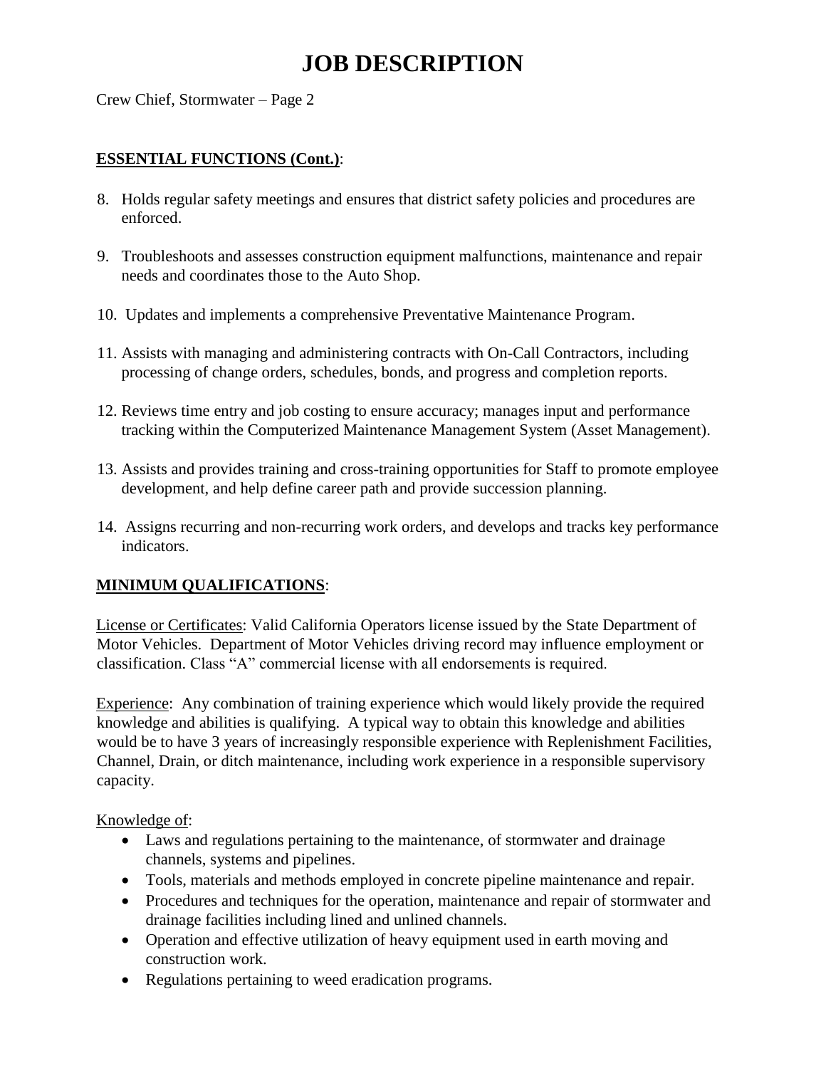# JOB DESCRIPTION

Crew Chief, Stormwater – Page 2

**ESSENTIAL FUNCTIONS (Cont.)**:

8. Holds regular safety meetings and ensures that district safety policies and procedures are enforced.
9. Troubleshoots and assesses construction equipment malfunctions, maintenance and repair needs and coordinates those to the Auto Shop.
10. Updates and implements a comprehensive Preventative Maintenance Program.
11. Assists with managing and administering contracts with On-Call Contractors, including processing of change orders, schedules, bonds, and progress and completion reports.
12. Reviews time entry and job costing to ensure accuracy; manages input and performance tracking within the Computerized Maintenance Management System (Asset Management).
13. Assists and provides training and cross-training opportunities for Staff to promote employee development, and help define career path and provide succession planning.
14. Assigns recurring and non-recurring work orders, and develops and tracks key performance indicators.

**MINIMUM QUALIFICATIONS**:

License or Certificates: Valid California Operators license issued by the State Department of Motor Vehicles. Department of Motor Vehicles driving record may influence employment or classification. Class "A" commercial license with all endorsements is required.

Experience: Any combination of training experience which would likely provide the required knowledge and abilities is qualifying. A typical way to obtain this knowledge and abilities would be to have 3 years of increasingly responsible experience with Replenishment Facilities, Channel, Drain, or ditch maintenance, including work experience in a responsible supervisory capacity.

Knowledge of:

- Laws and regulations pertaining to the maintenance, of stormwater and drainage channels, systems and pipelines.
- Tools, materials and methods employed in concrete pipeline maintenance and repair.
- Procedures and techniques for the operation, maintenance and repair of stormwater and drainage facilities including lined and unlined channels.
- Operation and effective utilization of heavy equipment used in earth moving and construction work.
- Regulations pertaining to weed eradication programs.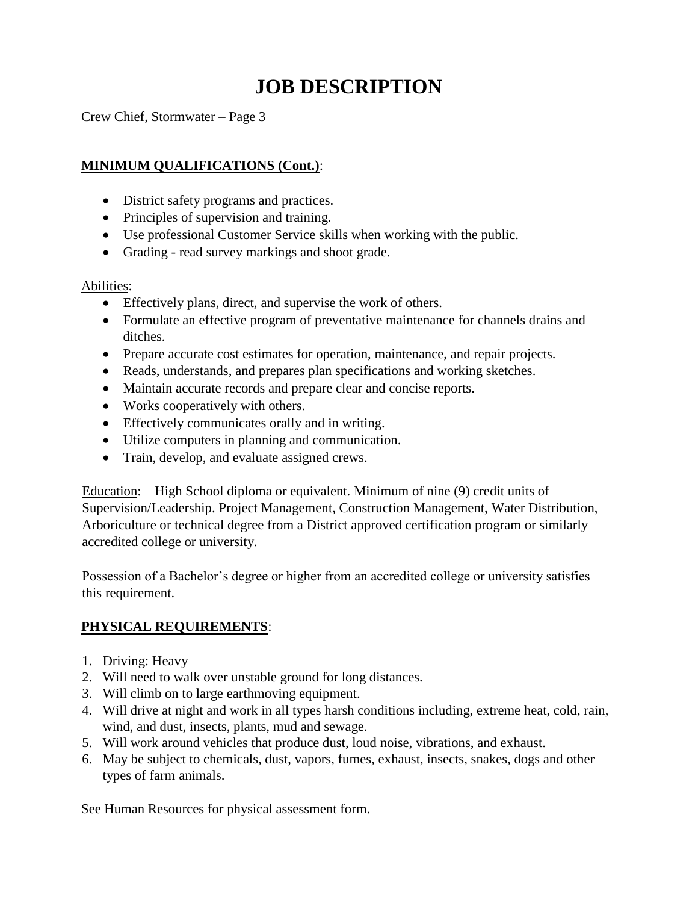# JOB DESCRIPTION

Crew Chief, Stormwater – Page 3

**MINIMUM QUALIFICATIONS (Cont.)**:

- District safety programs and practices.
- Principles of supervision and training.
- Use professional Customer Service skills when working with the public.
- Grading - read survey markings and shoot grade.

Abilities:

- Effectively plans, direct, and supervise the work of others.
- Formulate an effective program of preventative maintenance for channels drains and ditches.
- Prepare accurate cost estimates for operation, maintenance, and repair projects.
- Reads, understands, and prepares plan specifications and working sketches.
- Maintain accurate records and prepare clear and concise reports.
- Works cooperatively with others.
- Effectively communicates orally and in writing.
- Utilize computers in planning and communication.
- Train, develop, and evaluate assigned crews.

Education: High School diploma or equivalent. Minimum of nine (9) credit units of Supervision/Leadership. Project Management, Construction Management, Water Distribution, Arboriculture or technical degree from a District approved certification program or similarly accredited college or university.

Possession of a Bachelor's degree or higher from an accredited college or university satisfies this requirement.

**PHYSICAL REQUIREMENTS**:

1. Driving: Heavy
2. Will need to walk over unstable ground for long distances.
3. Will climb on to large earthmoving equipment.
4. Will drive at night and work in all types harsh conditions including, extreme heat, cold, rain, wind, and dust, insects, plants, mud and sewage.
5. Will work around vehicles that produce dust, loud noise, vibrations, and exhaust.
6. May be subject to chemicals, dust, vapors, fumes, exhaust, insects, snakes, dogs and other types of farm animals.

See Human Resources for physical assessment form.